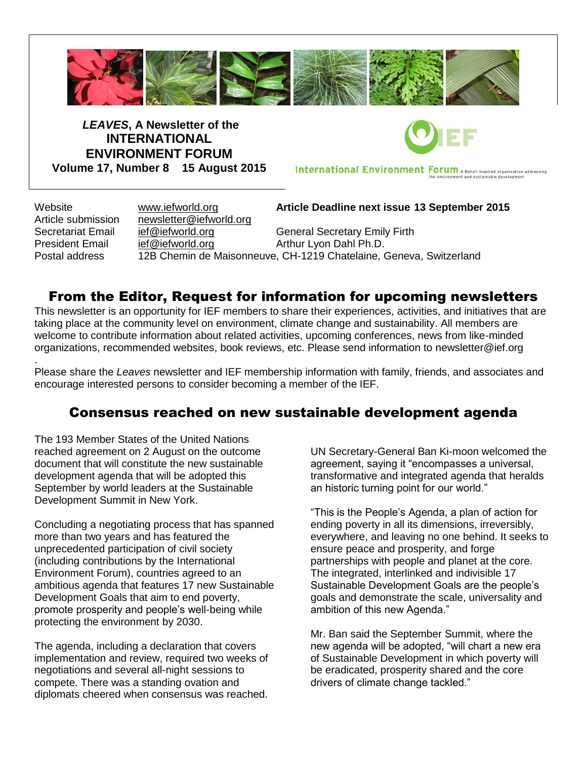***LEAVES*, A Newsletter of the INTERNATIONAL ENVIRONMENT FORUM**
**Volume 17, Number 8 15 August 2015**

International Environment Forum A Bahá'í inspired organization addressing the environment and sustainable development

| | | |
|---|---|---|
| Website | www.iefworld.org | **Article Deadline next issue 13 September 2015** |
| Article submission | newsletter@iefworld.org | |
| Secretariat Email | ief@iefworld.org | General Secretary Emily Firth |
| President Email | ief@iefworld.org | Arthur Lyon Dahl Ph.D. |
| Postal address | 12B Chemin de Maisonneuve, CH-1219 Chatelaine, Geneva, Switzerland | |

## From the Editor, Request for information for upcoming newsletters

This newsletter is an opportunity for IEF members to share their experiences, activities, and initiatives that are taking place at the community level on environment, climate change and sustainability. All members are welcome to contribute information about related activities, upcoming conferences, news from like-minded organizations, recommended websites, book reviews, etc. Please send information to newsletter@ief.org

.

Please share the *Leaves* newsletter and IEF membership information with family, friends, and associates and encourage interested persons to consider becoming a member of the IEF.

## Consensus reached on new sustainable development agenda

The 193 Member States of the United Nations reached agreement on 2 August on the outcome document that will constitute the new sustainable development agenda that will be adopted this September by world leaders at the Sustainable Development Summit in New York.

Concluding a negotiating process that has spanned more than two years and has featured the unprecedented participation of civil society (including contributions by the International Environment Forum), countries agreed to an ambitious agenda that features 17 new Sustainable Development Goals that aim to end poverty, promote prosperity and people's well-being while protecting the environment by 2030.

The agenda, including a declaration that covers implementation and review, required two weeks of negotiations and several all-night sessions to compete. There was a standing ovation and diplomats cheered when consensus was reached.

UN Secretary-General Ban Ki-moon welcomed the agreement, saying it "encompasses a universal, transformative and integrated agenda that heralds an historic turning point for our world."

"This is the People's Agenda, a plan of action for ending poverty in all its dimensions, irreversibly, everywhere, and leaving no one behind. It seeks to ensure peace and prosperity, and forge partnerships with people and planet at the core. The integrated, interlinked and indivisible 17 Sustainable Development Goals are the people's goals and demonstrate the scale, universality and ambition of this new Agenda."

Mr. Ban said the September Summit, where the new agenda will be adopted, "will chart a new era of Sustainable Development in which poverty will be eradicated, prosperity shared and the core drivers of climate change tackled."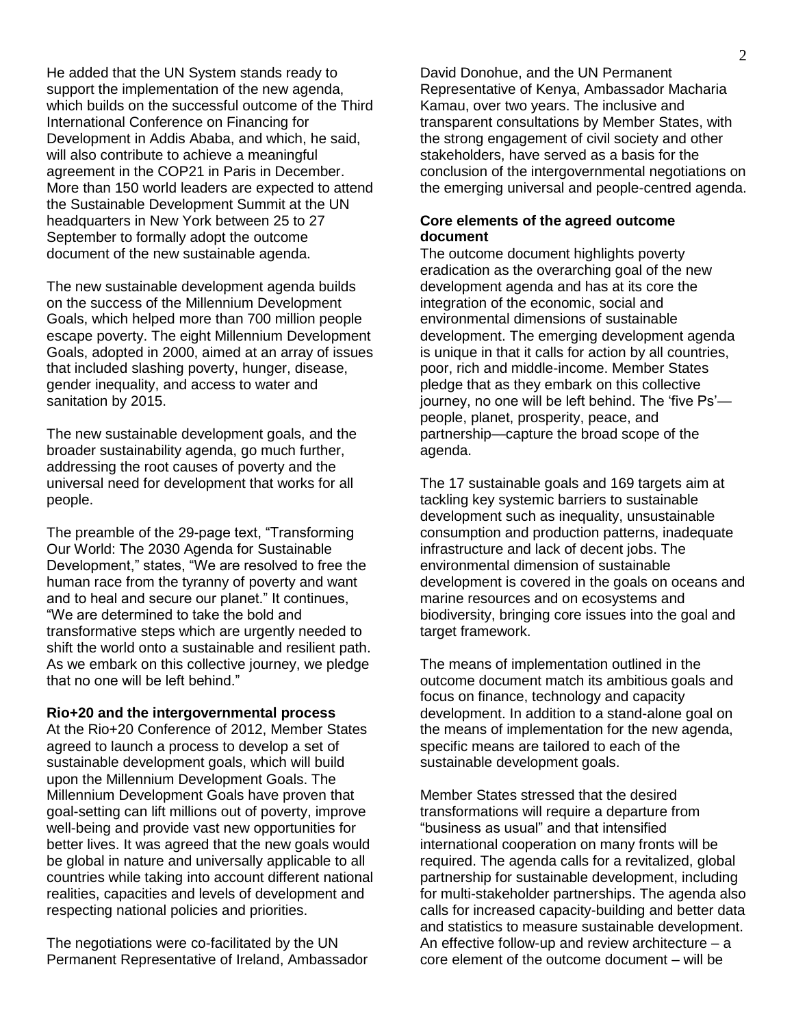He added that the UN System stands ready to support the implementation of the new agenda, which builds on the successful outcome of the Third International Conference on Financing for Development in Addis Ababa, and which, he said, will also contribute to achieve a meaningful agreement in the COP21 in Paris in December. More than 150 world leaders are expected to attend the Sustainable Development Summit at the UN headquarters in New York between 25 to 27 September to formally adopt the outcome document of the new sustainable agenda.

The new sustainable development agenda builds on the success of the Millennium Development Goals, which helped more than 700 million people escape poverty. The eight Millennium Development Goals, adopted in 2000, aimed at an array of issues that included slashing poverty, hunger, disease, gender inequality, and access to water and sanitation by 2015.

The new sustainable development goals, and the broader sustainability agenda, go much further, addressing the root causes of poverty and the universal need for development that works for all people.

The preamble of the 29-page text, "Transforming Our World: The 2030 Agenda for Sustainable Development," states, "We are resolved to free the human race from the tyranny of poverty and want and to heal and secure our planet." It continues, "We are determined to take the bold and transformative steps which are urgently needed to shift the world onto a sustainable and resilient path. As we embark on this collective journey, we pledge that no one will be left behind."

**Rio+20 and the intergovernmental process**

At the Rio+20 Conference of 2012, Member States agreed to launch a process to develop a set of sustainable development goals, which will build upon the Millennium Development Goals. The Millennium Development Goals have proven that goal-setting can lift millions out of poverty, improve well-being and provide vast new opportunities for better lives. It was agreed that the new goals would be global in nature and universally applicable to all countries while taking into account different national realities, capacities and levels of development and respecting national policies and priorities.

The negotiations were co-facilitated by the UN Permanent Representative of Ireland, Ambassador David Donohue, and the UN Permanent Representative of Kenya, Ambassador Macharia Kamau, over two years. The inclusive and transparent consultations by Member States, with the strong engagement of civil society and other stakeholders, have served as a basis for the conclusion of the intergovernmental negotiations on the emerging universal and people-centred agenda.

**Core elements of the agreed outcome document**

The outcome document highlights poverty eradication as the overarching goal of the new development agenda and has at its core the integration of the economic, social and environmental dimensions of sustainable development. The emerging development agenda is unique in that it calls for action by all countries, poor, rich and middle-income. Member States pledge that as they embark on this collective journey, no one will be left behind. The 'five Ps'—people, planet, prosperity, peace, and partnership—capture the broad scope of the agenda.

The 17 sustainable goals and 169 targets aim at tackling key systemic barriers to sustainable development such as inequality, unsustainable consumption and production patterns, inadequate infrastructure and lack of decent jobs. The environmental dimension of sustainable development is covered in the goals on oceans and marine resources and on ecosystems and biodiversity, bringing core issues into the goal and target framework.

The means of implementation outlined in the outcome document match its ambitious goals and focus on finance, technology and capacity development. In addition to a stand-alone goal on the means of implementation for the new agenda, specific means are tailored to each of the sustainable development goals.

Member States stressed that the desired transformations will require a departure from "business as usual" and that intensified international cooperation on many fronts will be required. The agenda calls for a revitalized, global partnership for sustainable development, including for multi-stakeholder partnerships. The agenda also calls for increased capacity-building and better data and statistics to measure sustainable development. An effective follow-up and review architecture – a core element of the outcome document – will be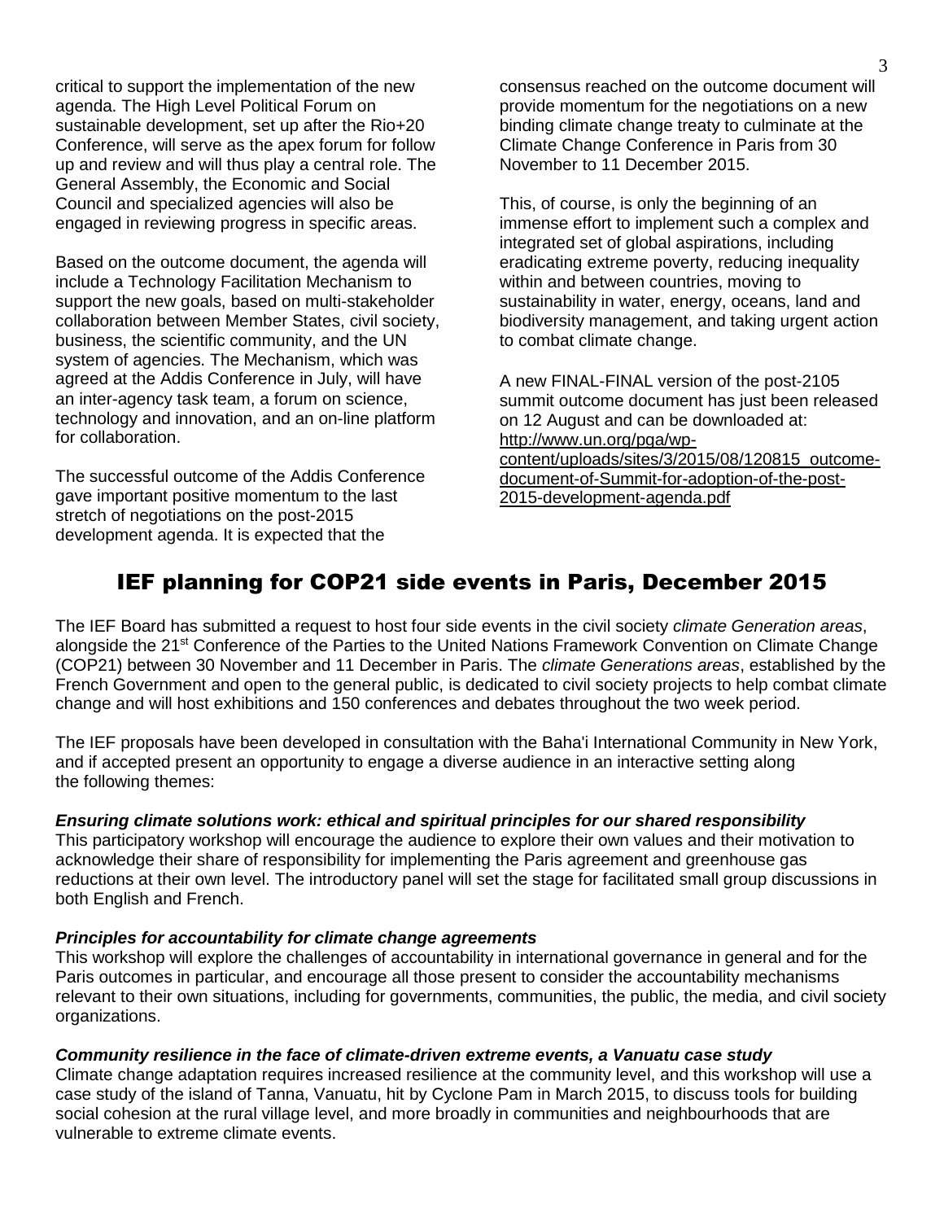critical to support the implementation of the new agenda. The High Level Political Forum on sustainable development, set up after the Rio+20 Conference, will serve as the apex forum for follow up and review and will thus play a central role. The General Assembly, the Economic and Social Council and specialized agencies will also be engaged in reviewing progress in specific areas.

Based on the outcome document, the agenda will include a Technology Facilitation Mechanism to support the new goals, based on multi-stakeholder collaboration between Member States, civil society, business, the scientific community, and the UN system of agencies. The Mechanism, which was agreed at the Addis Conference in July, will have an inter-agency task team, a forum on science, technology and innovation, and an on-line platform for collaboration.

The successful outcome of the Addis Conference gave important positive momentum to the last stretch of negotiations on the post-2015 development agenda. It is expected that the consensus reached on the outcome document will provide momentum for the negotiations on a new binding climate change treaty to culminate at the Climate Change Conference in Paris from 30 November to 11 December 2015.

This, of course, is only the beginning of an immense effort to implement such a complex and integrated set of global aspirations, including eradicating extreme poverty, reducing inequality within and between countries, moving to sustainability in water, energy, oceans, land and biodiversity management, and taking urgent action to combat climate change.

A new FINAL-FINAL version of the post-2105 summit outcome document has just been released on 12 August and can be downloaded at: [http://www.un.org/pga/wp-content/uploads/sites/3/2015/08/120815_outcome-document-of-Summit-for-adoption-of-the-post-2015-development-agenda.pdf](http://www.un.org/pga/wp-content/uploads/sites/3/2015/08/120815_outcome-document-of-Summit-for-adoption-of-the-post-2015-development-agenda.pdf)

## IEF planning for COP21 side events in Paris, December 2015

The IEF Board has submitted a request to host four side events in the civil society *climate Generation areas*, alongside the 21st Conference of the Parties to the United Nations Framework Convention on Climate Change (COP21) between 30 November and 11 December in Paris. The *climate Generations areas*, established by the French Government and open to the general public, is dedicated to civil society projects to help combat climate change and will host exhibitions and 150 conferences and debates throughout the two week period.

The IEF proposals have been developed in consultation with the Baha'i International Community in New York, and if accepted present an opportunity to engage a diverse audience in an interactive setting along the following themes:

***Ensuring climate solutions work: ethical and spiritual principles for our shared responsibility***
This participatory workshop will encourage the audience to explore their own values and their motivation to acknowledge their share of responsibility for implementing the Paris agreement and greenhouse gas reductions at their own level. The introductory panel will set the stage for facilitated small group discussions in both English and French.

***Principles for accountability for climate change agreements***
This workshop will explore the challenges of accountability in international governance in general and for the Paris outcomes in particular, and encourage all those present to consider the accountability mechanisms relevant to their own situations, including for governments, communities, the public, the media, and civil society organizations.

***Community resilience in the face of climate-driven extreme events, a Vanuatu case study***
Climate change adaptation requires increased resilience at the community level, and this workshop will use a case study of the island of Tanna, Vanuatu, hit by Cyclone Pam in March 2015, to discuss tools for building social cohesion at the rural village level, and more broadly in communities and neighbourhoods that are vulnerable to extreme climate events.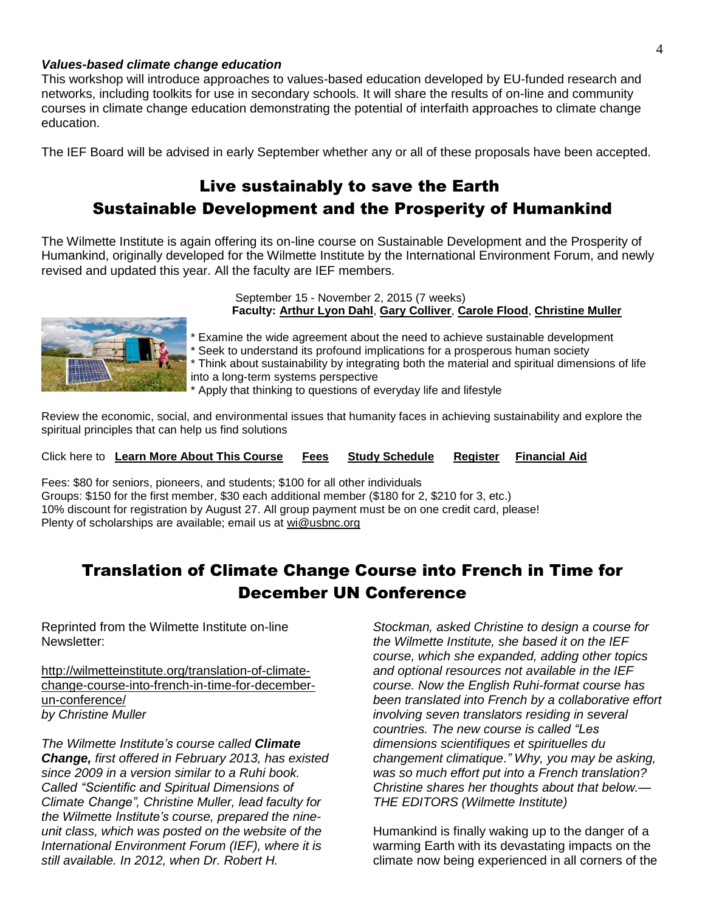***Values-based climate change education***
This workshop will introduce approaches to values-based education developed by EU-funded research and networks, including toolkits for use in secondary schools. It will share the results of on-line and community courses in climate change education demonstrating the potential of interfaith approaches to climate change education.

The IEF Board will be advised in early September whether any or all of these proposals have been accepted.

## Live sustainably to save the Earth
## Sustainable Development and the Prosperity of Humankind

The Wilmette Institute is again offering its on-line course on Sustainable Development and the Prosperity of Humankind, originally developed for the Wilmette Institute by the International Environment Forum, and newly revised and updated this year. All the faculty are IEF members.

September 15 - November 2, 2015 (7 weeks)
**Faculty: Arthur Lyon Dahl, Gary Colliver, Carole Flood, Christine Muller**

* Examine the wide agreement about the need to achieve sustainable development
* Seek to understand its profound implications for a prosperous human society
* Think about sustainability by integrating both the material and spiritual dimensions of life into a long-term systems perspective
* Apply that thinking to questions of everyday life and lifestyle

Review the economic, social, and environmental issues that humanity faces in achieving sustainability and explore the spiritual principles that can help us find solutions

Click here to **Learn More About This Course** **Fees** **Study Schedule** **Register** **Financial Aid**

Fees: $80 for seniors, pioneers, and students; $100 for all other individuals
Groups: $150 for the first member, $30 each additional member ($180 for 2, $210 for 3, etc.)
10% discount for registration by August 27. All group payment must be on one credit card, please!
Plenty of scholarships are available; email us at wi@usbnc.org

## Translation of Climate Change Course into French in Time for December UN Conference

Reprinted from the Wilmette Institute on-line Newsletter:

http://wilmetteinstitute.org/translation-of-climate-change-course-into-french-in-time-for-december-un-conference/
*by Christine Muller*

*The Wilmette Institute's course called **Climate Change,** first offered in February 2013, has existed since 2009 in a version similar to a Ruhi book. Called "Scientific and Spiritual Dimensions of Climate Change", Christine Muller, lead faculty for the Wilmette Institute's course, prepared the nine-unit class, which was posted on the website of the International Environment Forum (IEF), where it is still available. In 2012, when Dr. Robert H. Stockman, asked Christine to design a course for the Wilmette Institute, she based it on the IEF course, which she expanded, adding other topics and optional resources not available in the IEF course. Now the English Ruhi-format course has been translated into French by a collaborative effort involving seven translators residing in several countries. The new course is called "Les dimensions scientifiques et spirituelles du changement climatique." Why, you may be asking, was so much effort put into a French translation? Christine shares her thoughts about that below.—THE EDITORS (Wilmette Institute)*

Humankind is finally waking up to the danger of a warming Earth with its devastating impacts on the climate now being experienced in all corners of the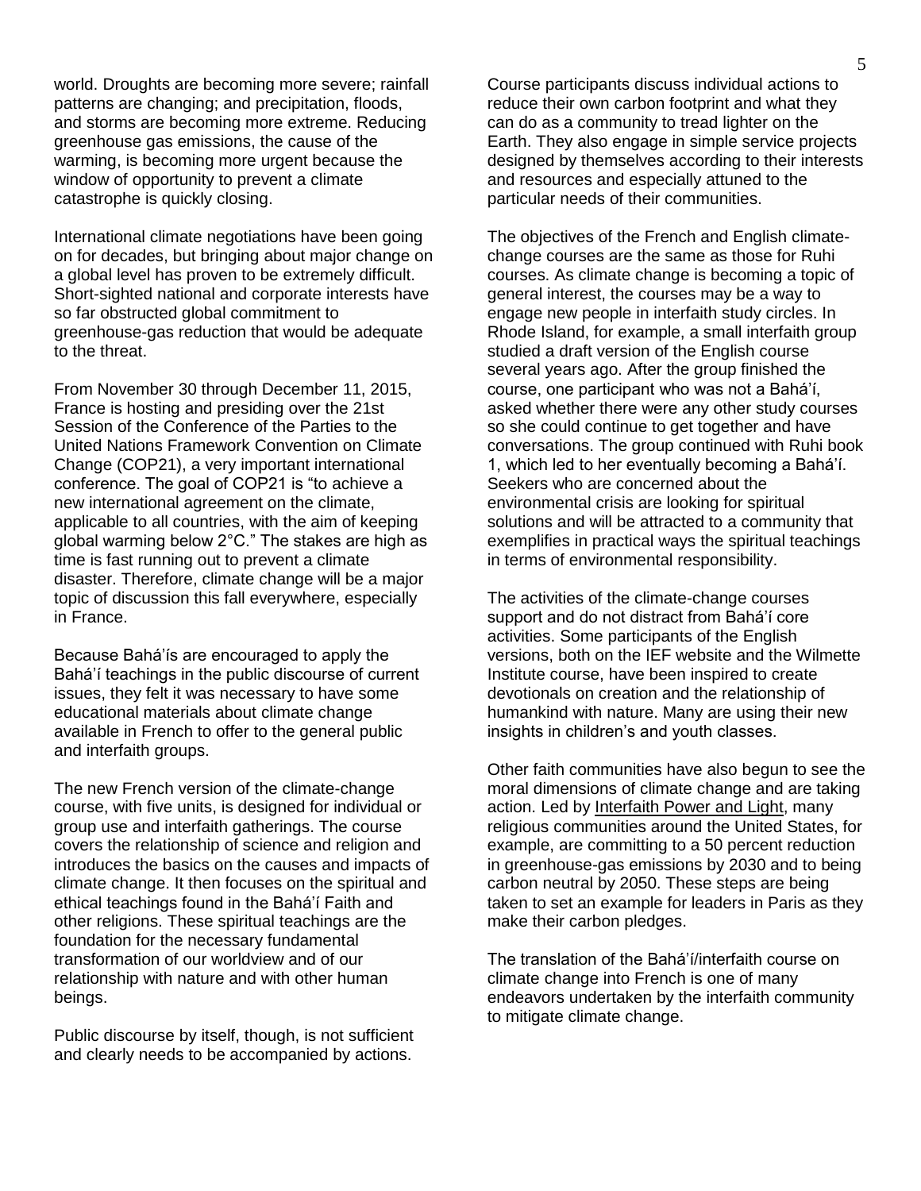world. Droughts are becoming more severe; rainfall patterns are changing; and precipitation, floods, and storms are becoming more extreme. Reducing greenhouse gas emissions, the cause of the warming, is becoming more urgent because the window of opportunity to prevent a climate catastrophe is quickly closing.

International climate negotiations have been going on for decades, but bringing about major change on a global level has proven to be extremely difficult. Short-sighted national and corporate interests have so far obstructed global commitment to greenhouse-gas reduction that would be adequate to the threat.

From November 30 through December 11, 2015, France is hosting and presiding over the 21st Session of the Conference of the Parties to the United Nations Framework Convention on Climate Change (COP21), a very important international conference. The goal of COP21 is "to achieve a new international agreement on the climate, applicable to all countries, with the aim of keeping global warming below 2°C." The stakes are high as time is fast running out to prevent a climate disaster. Therefore, climate change will be a major topic of discussion this fall everywhere, especially in France.

Because Bahá'ís are encouraged to apply the Bahá'í teachings in the public discourse of current issues, they felt it was necessary to have some educational materials about climate change available in French to offer to the general public and interfaith groups.

The new French version of the climate-change course, with five units, is designed for individual or group use and interfaith gatherings. The course covers the relationship of science and religion and introduces the basics on the causes and impacts of climate change. It then focuses on the spiritual and ethical teachings found in the Bahá'í Faith and other religions. These spiritual teachings are the foundation for the necessary fundamental transformation of our worldview and of our relationship with nature and with other human beings.

Public discourse by itself, though, is not sufficient and clearly needs to be accompanied by actions. Course participants discuss individual actions to reduce their own carbon footprint and what they can do as a community to tread lighter on the Earth. They also engage in simple service projects designed by themselves according to their interests and resources and especially attuned to the particular needs of their communities.

The objectives of the French and English climate-change courses are the same as those for Ruhi courses. As climate change is becoming a topic of general interest, the courses may be a way to engage new people in interfaith study circles. In Rhode Island, for example, a small interfaith group studied a draft version of the English course several years ago. After the group finished the course, one participant who was not a Bahá'í, asked whether there were any other study courses so she could continue to get together and have conversations. The group continued with Ruhi book 1, which led to her eventually becoming a Bahá'í. Seekers who are concerned about the environmental crisis are looking for spiritual solutions and will be attracted to a community that exemplifies in practical ways the spiritual teachings in terms of environmental responsibility.

The activities of the climate-change courses support and do not distract from Bahá'í core activities. Some participants of the English versions, both on the IEF website and the Wilmette Institute course, have been inspired to create devotionals on creation and the relationship of humankind with nature. Many are using their new insights in children's and youth classes.

Other faith communities have also begun to see the moral dimensions of climate change and are taking action. Led by Interfaith Power and Light, many religious communities around the United States, for example, are committing to a 50 percent reduction in greenhouse-gas emissions by 2030 and to being carbon neutral by 2050. These steps are being taken to set an example for leaders in Paris as they make their carbon pledges.

The translation of the Bahá'í/interfaith course on climate change into French is one of many endeavors undertaken by the interfaith community to mitigate climate change.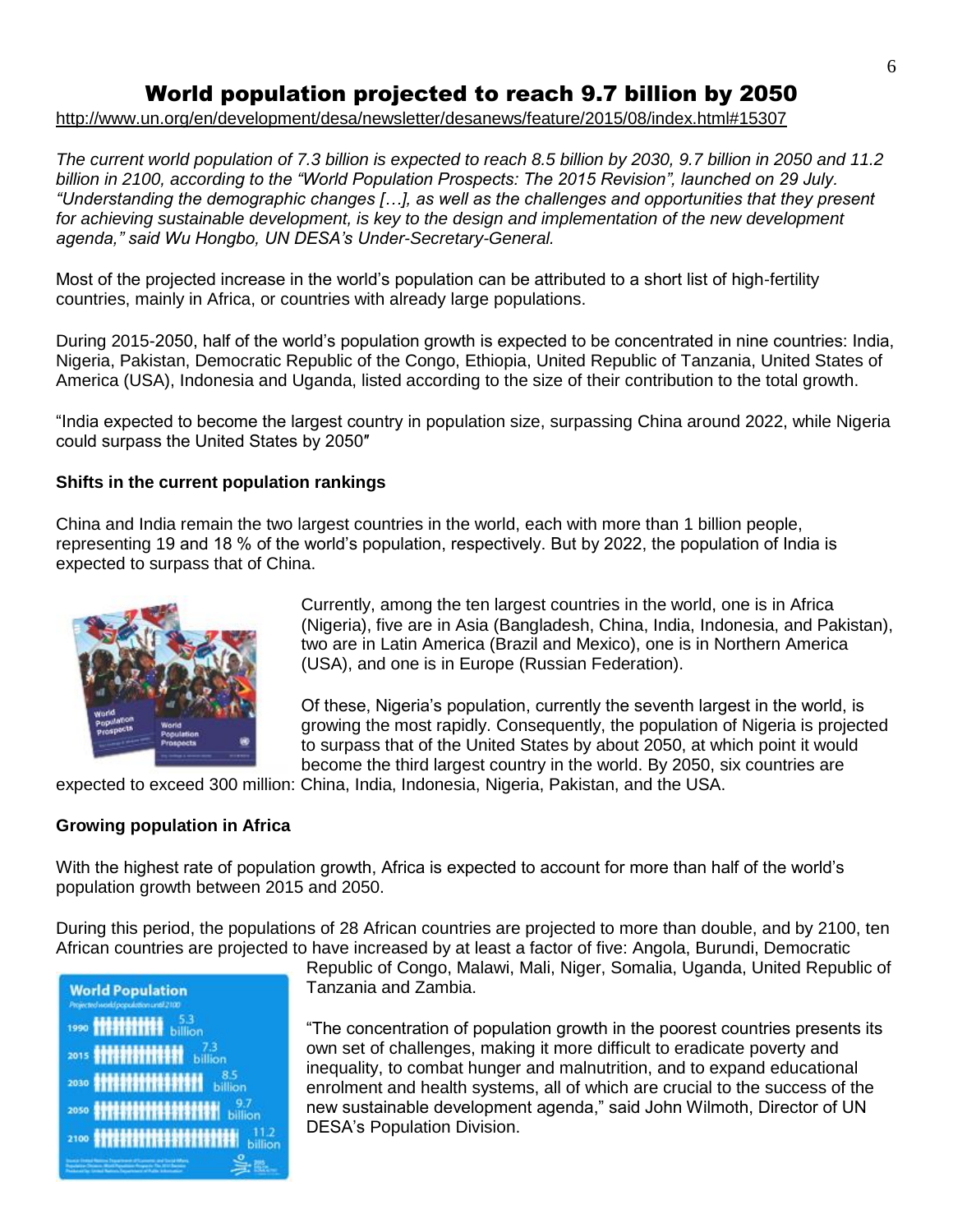# World population projected to reach 9.7 billion by 2050

http://www.un.org/en/development/desa/newsletter/desanews/feature/2015/08/index.html#15307

*The current world population of 7.3 billion is expected to reach 8.5 billion by 2030, 9.7 billion in 2050 and 11.2 billion in 2100, according to the "World Population Prospects: The 2015 Revision", launched on 29 July. "Understanding the demographic changes […], as well as the challenges and opportunities that they present for achieving sustainable development, is key to the design and implementation of the new development agenda," said Wu Hongbo, UN DESA's Under-Secretary-General.*

Most of the projected increase in the world's population can be attributed to a short list of high-fertility countries, mainly in Africa, or countries with already large populations.

During 2015-2050, half of the world's population growth is expected to be concentrated in nine countries: India, Nigeria, Pakistan, Democratic Republic of the Congo, Ethiopia, United Republic of Tanzania, United States of America (USA), Indonesia and Uganda, listed according to the size of their contribution to the total growth.

"India expected to become the largest country in population size, surpassing China around 2022, while Nigeria could surpass the United States by 2050″

**Shifts in the current population rankings**

China and India remain the two largest countries in the world, each with more than 1 billion people, representing 19 and 18 % of the world's population, respectively. But by 2022, the population of India is expected to surpass that of China.

Currently, among the ten largest countries in the world, one is in Africa (Nigeria), five are in Asia (Bangladesh, China, India, Indonesia, and Pakistan), two are in Latin America (Brazil and Mexico), one is in Northern America (USA), and one is in Europe (Russian Federation).

Of these, Nigeria's population, currently the seventh largest in the world, is growing the most rapidly. Consequently, the population of Nigeria is projected to surpass that of the United States by about 2050, at which point it would become the third largest country in the world. By 2050, six countries are expected to exceed 300 million: China, India, Indonesia, Nigeria, Pakistan, and the USA.

**Growing population in Africa**

With the highest rate of population growth, Africa is expected to account for more than half of the world's population growth between 2015 and 2050.

During this period, the populations of 28 African countries are projected to more than double, and by 2100, ten African countries are projected to have increased by at least a factor of five: Angola, Burundi, Democratic Republic of Congo, Malawi, Mali, Niger, Somalia, Uganda, United Republic of Tanzania and Zambia.

"The concentration of population growth in the poorest countries presents its own set of challenges, making it more difficult to eradicate poverty and inequality, to combat hunger and malnutrition, and to expand educational enrolment and health systems, all of which are crucial to the success of the new sustainable development agenda," said John Wilmoth, Director of UN DESA's Population Division.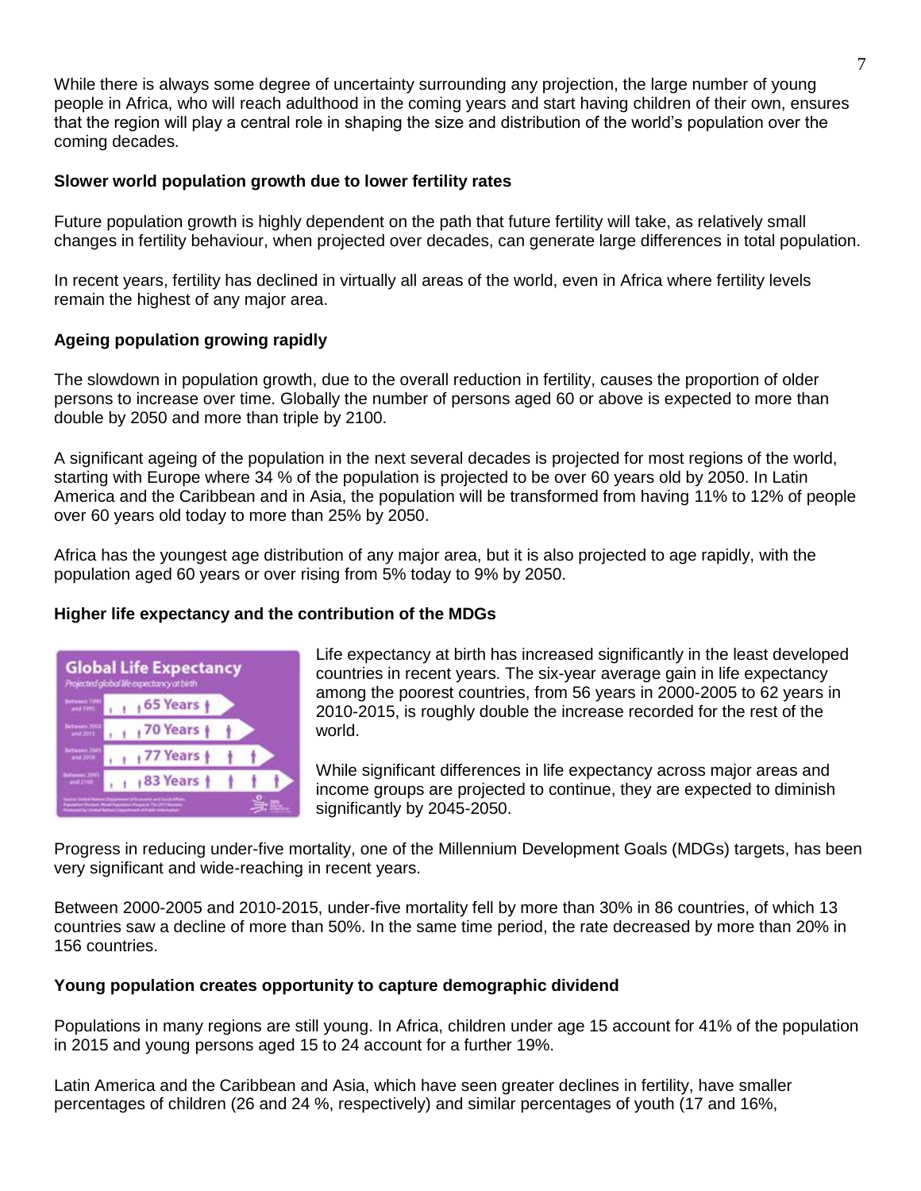While there is always some degree of uncertainty surrounding any projection, the large number of young people in Africa, who will reach adulthood in the coming years and start having children of their own, ensures that the region will play a central role in shaping the size and distribution of the world's population over the coming decades.

**Slower world population growth due to lower fertility rates**

Future population growth is highly dependent on the path that future fertility will take, as relatively small changes in fertility behaviour, when projected over decades, can generate large differences in total population.

In recent years, fertility has declined in virtually all areas of the world, even in Africa where fertility levels remain the highest of any major area.

**Ageing population growing rapidly**

The slowdown in population growth, due to the overall reduction in fertility, causes the proportion of older persons to increase over time. Globally the number of persons aged 60 or above is expected to more than double by 2050 and more than triple by 2100.

A significant ageing of the population in the next several decades is projected for most regions of the world, starting with Europe where 34 % of the population is projected to be over 60 years old by 2050. In Latin America and the Caribbean and in Asia, the population will be transformed from having 11% to 12% of people over 60 years old today to more than 25% by 2050.

Africa has the youngest age distribution of any major area, but it is also projected to age rapidly, with the population aged 60 years or over rising from 5% today to 9% by 2050.

**Higher life expectancy and the contribution of the MDGs**

Life expectancy at birth has increased significantly in the least developed countries in recent years. The six-year average gain in life expectancy among the poorest countries, from 56 years in 2000-2005 to 62 years in 2010-2015, is roughly double the increase recorded for the rest of the world.

While significant differences in life expectancy across major areas and income groups are projected to continue, they are expected to diminish significantly by 2045-2050.

Progress in reducing under-five mortality, one of the Millennium Development Goals (MDGs) targets, has been very significant and wide-reaching in recent years.

Between 2000-2005 and 2010-2015, under-five mortality fell by more than 30% in 86 countries, of which 13 countries saw a decline of more than 50%. In the same time period, the rate decreased by more than 20% in 156 countries.

**Young population creates opportunity to capture demographic dividend**

Populations in many regions are still young. In Africa, children under age 15 account for 41% of the population in 2015 and young persons aged 15 to 24 account for a further 19%.

Latin America and the Caribbean and Asia, which have seen greater declines in fertility, have smaller percentages of children (26 and 24 %, respectively) and similar percentages of youth (17 and 16%,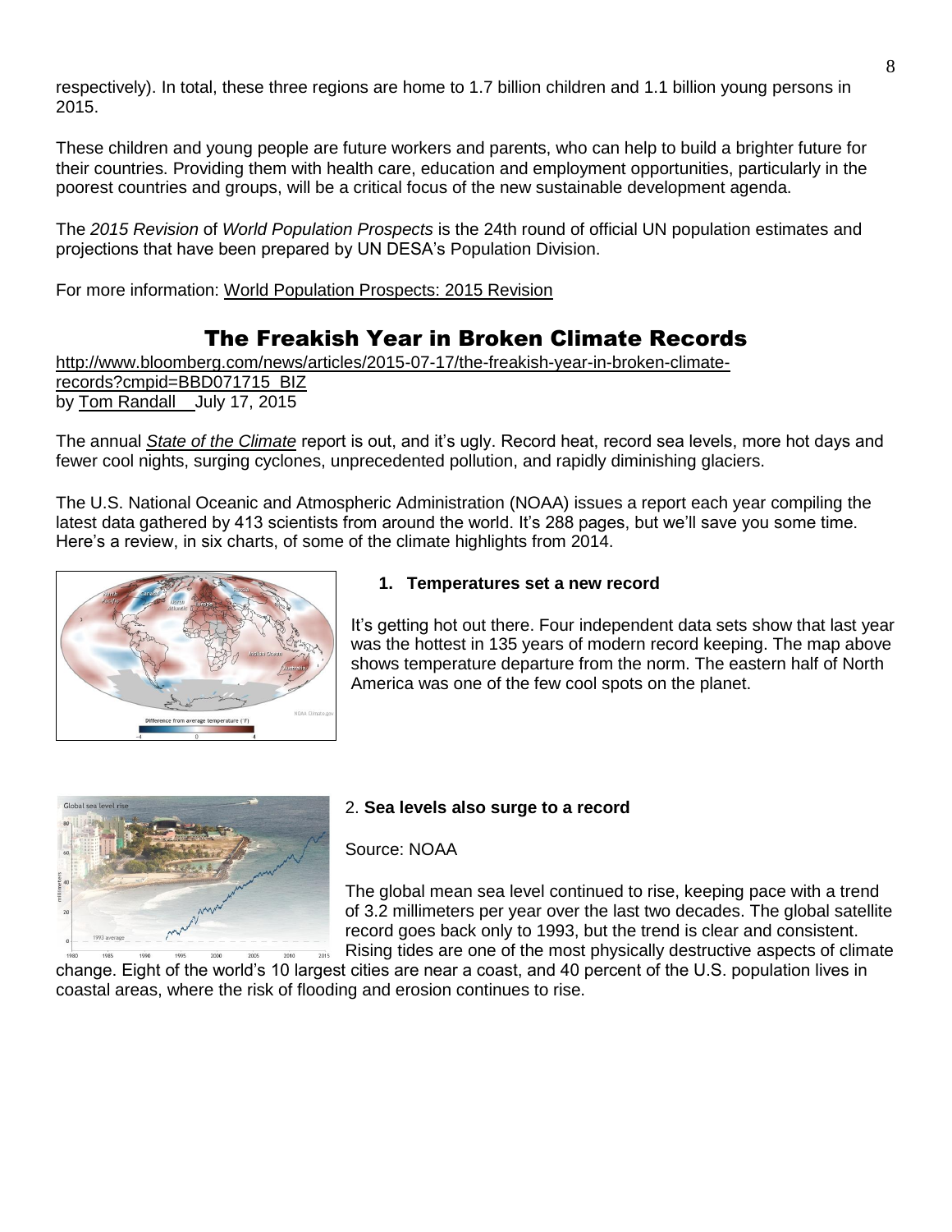respectively). In total, these three regions are home to 1.7 billion children and 1.1 billion young persons in 2015.

These children and young people are future workers and parents, who can help to build a brighter future for their countries. Providing them with health care, education and employment opportunities, particularly in the poorest countries and groups, will be a critical focus of the new sustainable development agenda.

The *2015 Revision* of *World Population Prospects* is the 24th round of official UN population estimates and projections that have been prepared by UN DESA's Population Division.

For more information: World Population Prospects: 2015 Revision

## The Freakish Year in Broken Climate Records

http://www.bloomberg.com/news/articles/2015-07-17/the-freakish-year-in-broken-climate-records?cmpid=BBD071715_BIZ
by Tom Randall July 17, 2015

The annual *State of the Climate* report is out, and it's ugly. Record heat, record sea levels, more hot days and fewer cool nights, surging cyclones, unprecedented pollution, and rapidly diminishing glaciers.

The U.S. National Oceanic and Atmospheric Administration (NOAA) issues a report each year compiling the latest data gathered by 413 scientists from around the world. It's 288 pages, but we'll save you some time. Here's a review, in six charts, of some of the climate highlights from 2014.

**1. Temperatures set a new record**

It's getting hot out there. Four independent data sets show that last year was the hottest in 135 years of modern record keeping. The map above shows temperature departure from the norm. The eastern half of North America was one of the few cool spots on the planet.

2. **Sea levels also surge to a record**

Source: NOAA

The global mean sea level continued to rise, keeping pace with a trend of 3.2 millimeters per year over the last two decades. The global satellite record goes back only to 1993, but the trend is clear and consistent. Rising tides are one of the most physically destructive aspects of climate change. Eight of the world's 10 largest cities are near a coast, and 40 percent of the U.S. population lives in coastal areas, where the risk of flooding and erosion continues to rise.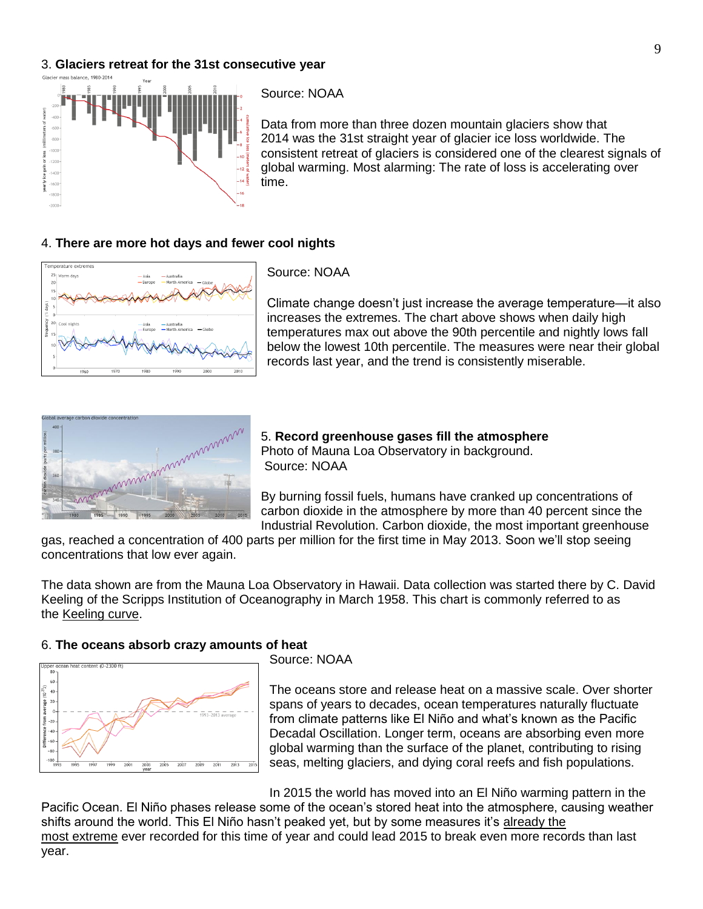3. **Glaciers retreat for the 31st consecutive year**

Glacier mass balance, 1980-2014

Year

1980 1985 1990 1995 2000 2005 2010

yearly ice gain or loss (millimeters of water)

0 -200 -400 -600 -800 -1000 -1200 -1400 -1600 -1800 -2000

cumulative ice loss (meters of water)

0 -2 -4 -6 -8 -10 -12 -14 -16 -18

Source: NOAA

Data from more than three dozen mountain glaciers show that 2014 was the 31st straight year of glacier ice loss worldwide. The consistent retreat of glaciers is considered one of the clearest signals of global warming. Most alarming: The rate of loss is accelerating over time.

4. **There are more hot days and fewer cool nights**

Temperature extremes

Warm days

Asia Australia Europe North America Globe

Cool nights

Asia Australia Europe North America Globe

frequency (% days)

25 20 15 10 5 0

20 15 10 5 0

1960 1970 1980 1990 2000 2010

Source: NOAA

Climate change doesn't just increase the average temperature—it also increases the extremes. The chart above shows when daily high temperatures max out above the 90th percentile and nightly lows fall below the lowest 10th percentile. The measures were near their global records last year, and the trend is consistently miserable.

Global average carbon dioxide concentration

carbon dioxide (parts per million)

400 380 360 340

1980 1985 1990 1995 2000 2005 2010 2015

5. **Record greenhouse gases fill the atmosphere**

Photo of Mauna Loa Observatory in background.

Source: NOAA

By burning fossil fuels, humans have cranked up concentrations of carbon dioxide in the atmosphere by more than 40 percent since the Industrial Revolution. Carbon dioxide, the most important greenhouse gas, reached a concentration of 400 parts per million for the first time in May 2013. Soon we'll stop seeing concentrations that low ever again.

The data shown are from the Mauna Loa Observatory in Hawaii. Data collection was started there by C. David Keeling of the Scripps Institution of Oceanography in March 1958. This chart is commonly referred to as the Keeling curve.

6. **The oceans absorb crazy amounts of heat**

Upper ocean heat content (0-2300 ft)

Difference from average ($10^{21}$J)

80 60 40 20 0 -20 -40 -60 -80 -100

1993–2013 average

1993 1995 1997 1999 2001 2003 2005 2007 2009 2011 2013 2015

year

Source: NOAA

The oceans store and release heat on a massive scale. Over shorter spans of years to decades, ocean temperatures naturally fluctuate from climate patterns like El Niño and what's known as the Pacific Decadal Oscillation. Longer term, oceans are absorbing even more global warming than the surface of the planet, contributing to rising seas, melting glaciers, and dying coral reefs and fish populations.

In 2015 the world has moved into an El Niño warming pattern in the Pacific Ocean. El Niño phases release some of the ocean's stored heat into the atmosphere, causing weather shifts around the world. This El Niño hasn't peaked yet, but by some measures it's already the most extreme ever recorded for this time of year and could lead 2015 to break even more records than last year.